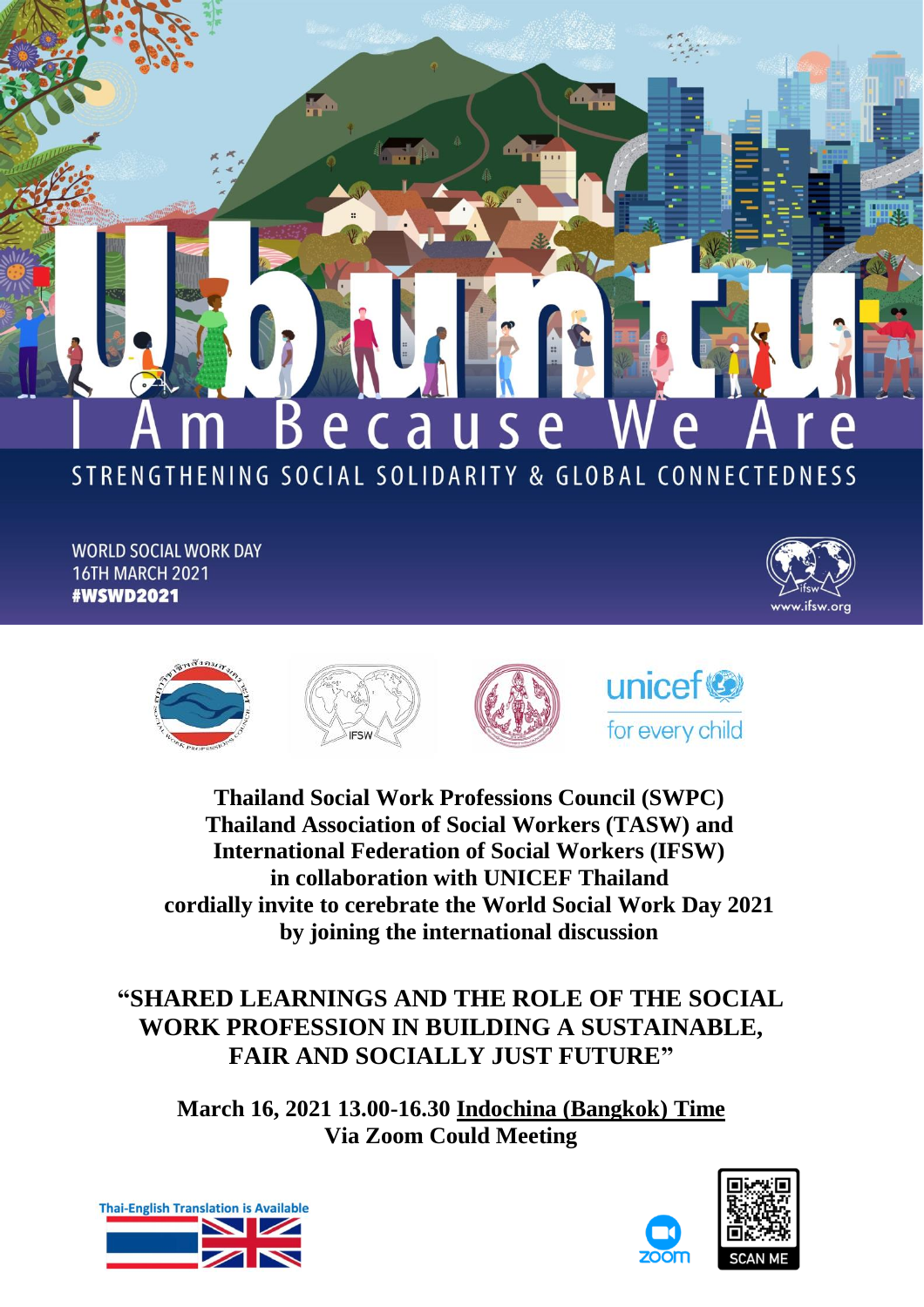# Ubuntu

## I Am Because We Are

STRENGTHENING SOCIAL SOLIDARITY & GLOBAL CONNECTEDNESS

WORLD SOCIAL WORK DAY
16TH MARCH 2021
**#WSWD2021**

www.ifsw.org

unicef for every child

**Thailand Social Work Professions Council (SWPC)**
**Thailand Association of Social Workers (TASW) and**
**International Federation of Social Workers (IFSW)**
**in collaboration with UNICEF Thailand**
**cordially invite to cerebrate the World Social Work Day 2021**
**by joining the international discussion**

## "SHARED LEARNINGS AND THE ROLE OF THE SOCIAL WORK PROFESSION IN BUILDING A SUSTAINABLE, FAIR AND SOCIALLY JUST FUTURE"

**March 16, 2021 13.00-16.30 Indochina (Bangkok) Time**
**Via Zoom Could Meeting**

Thai-English Translation is Available

zoom

SCAN ME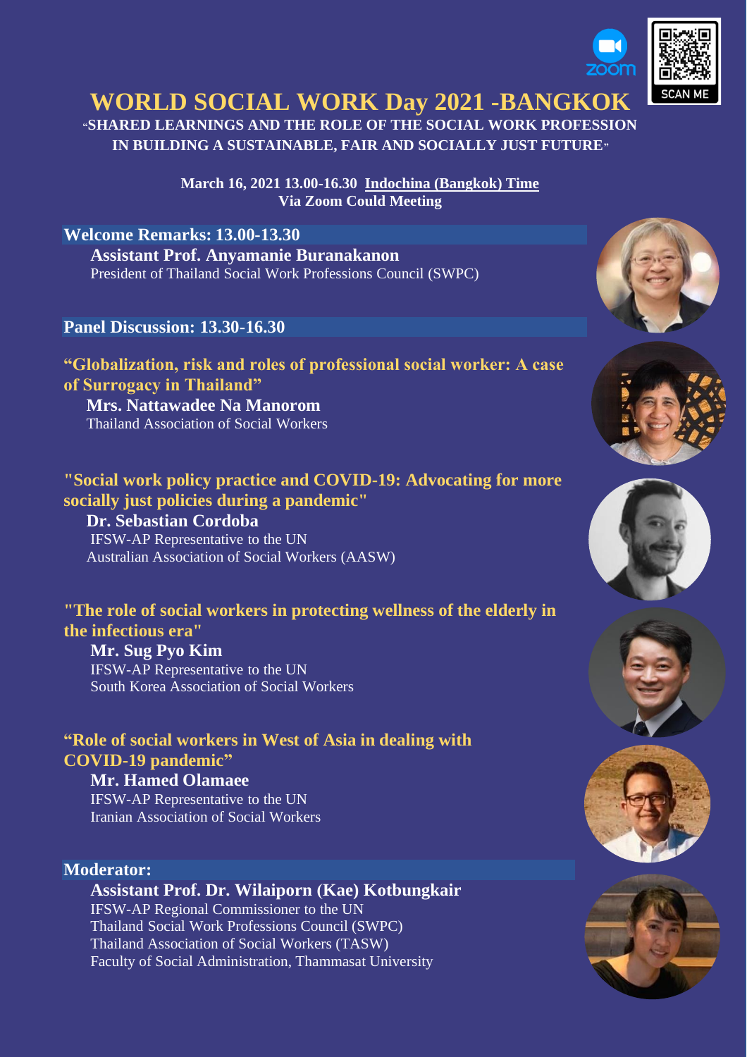SCAN ME

# WORLD SOCIAL WORK Day 2021 -BANGKOK

**"SHARED LEARNINGS AND THE ROLE OF THE SOCIAL WORK PROFESSION IN BUILDING A SUSTAINABLE, FAIR AND SOCIALLY JUST FUTURE"**

**March 16, 2021 13.00-16.30 Indochina (Bangkok) Time**
**Via Zoom Could Meeting**

## Welcome Remarks: 13.00-13.30

**Assistant Prof. Anyamanie Buranakanon**
President of Thailand Social Work Professions Council (SWPC)

## Panel Discussion: 13.30-16.30

### "Globalization, risk and roles of professional social worker: A case of Surrogacy in Thailand"

**Mrs. Nattawadee Na Manorom**
Thailand Association of Social Workers

### "Social work policy practice and COVID-19: Advocating for more socially just policies during a pandemic"

**Dr. Sebastian Cordoba**
IFSW-AP Representative to the UN
Australian Association of Social Workers (AASW)

### "The role of social workers in protecting wellness of the elderly in the infectious era"

**Mr. Sug Pyo Kim**
IFSW-AP Representative to the UN
South Korea Association of Social Workers

### "Role of social workers in West of Asia in dealing with COVID-19 pandemic"

**Mr. Hamed Olamaee**
IFSW-AP Representative to the UN
Iranian Association of Social Workers

## Moderator:

**Assistant Prof. Dr. Wilaiporn (Kae) Kotbungkair**
IFSW-AP Regional Commissioner to the UN
Thailand Social Work Professions Council (SWPC)
Thailand Association of Social Workers (TASW)
Faculty of Social Administration, Thammasat University